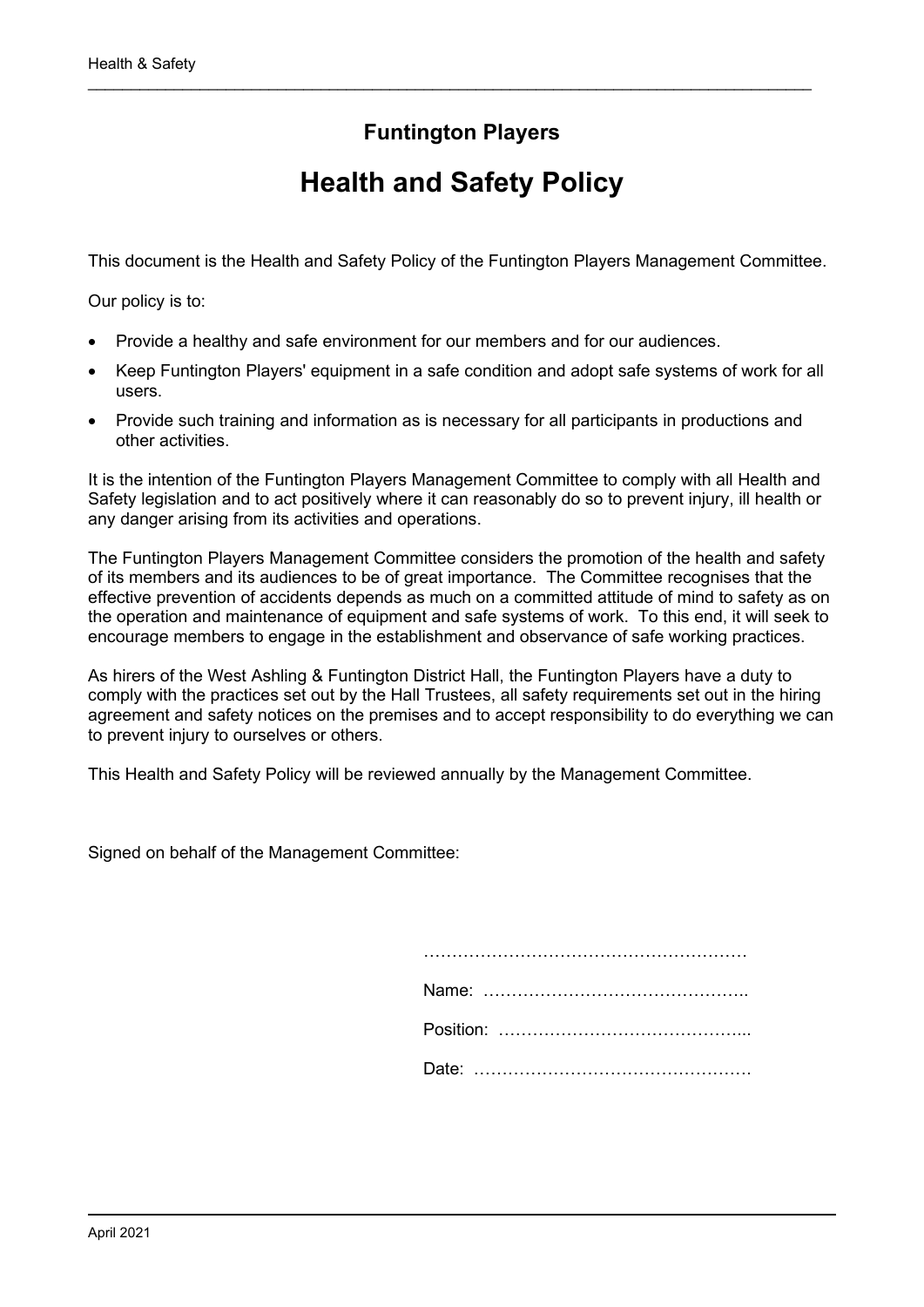## Funtington Players

# Health and Safety Policy

This document is the Health and Safety Policy of the Funtington Players Management Committee.

Our policy is to:

- Provide a healthy and safe environment for our members and for our audiences.
- Keep Funtington Players' equipment in a safe condition and adopt safe systems of work for all users.
- Provide such training and information as is necessary for all participants in productions and other activities.

It is the intention of the Funtington Players Management Committee to comply with all Health and Safety legislation and to act positively where it can reasonably do so to prevent injury, ill health or any danger arising from its activities and operations.

The Funtington Players Management Committee considers the promotion of the health and safety of its members and its audiences to be of great importance. The Committee recognises that the effective prevention of accidents depends as much on a committed attitude of mind to safety as on the operation and maintenance of equipment and safe systems of work. To this end, it will seek to encourage members to engage in the establishment and observance of safe working practices.

As hirers of the West Ashling & Funtington District Hall, the Funtington Players have a duty to comply with the practices set out by the Hall Trustees, all safety requirements set out in the hiring agreement and safety notices on the premises and to accept responsibility to do everything we can to prevent injury to ourselves or others.

This Health and Safety Policy will be reviewed annually by the Management Committee.

Signed on behalf of the Management Committee:

…………………………………………………

Name: ………………………………………..

Position: ……………………………………...

Date: ………………………………………….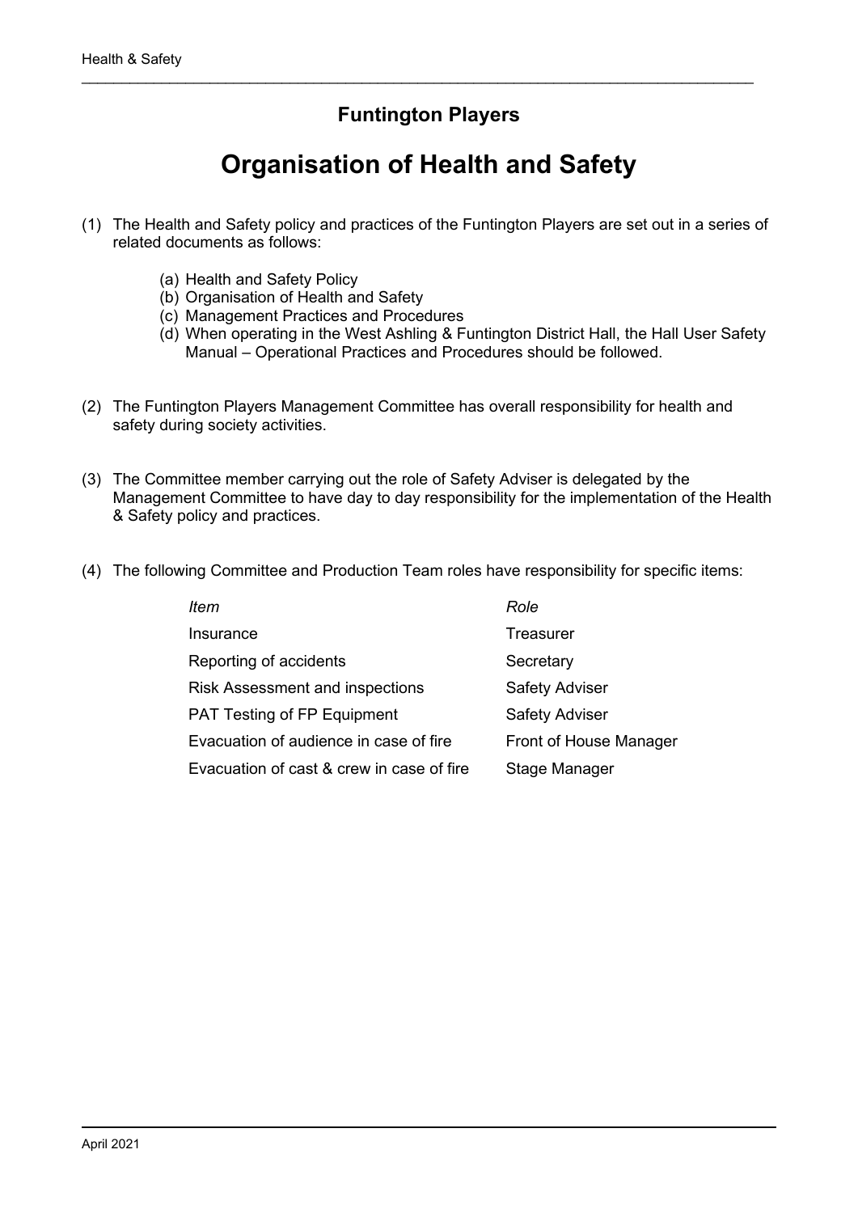## Funtington Players

# Organisation of Health and Safety

(1) The Health and Safety policy and practices of the Funtington Players are set out in a series of related documents as follows:

   (a) Health and Safety Policy
   (b) Organisation of Health and Safety
   (c) Management Practices and Procedures
   (d) When operating in the West Ashling & Funtington District Hall, the Hall User Safety Manual – Operational Practices and Procedures should be followed.

(2) The Funtington Players Management Committee has overall responsibility for health and safety during society activities.

(3) The Committee member carrying out the role of Safety Adviser is delegated by the Management Committee to have day to day responsibility for the implementation of the Health & Safety policy and practices.

(4) The following Committee and Production Team roles have responsibility for specific items:

| *Item* | *Role* |
|---|---|
| Insurance | Treasurer |
| Reporting of accidents | Secretary |
| Risk Assessment and inspections | Safety Adviser |
| PAT Testing of FP Equipment | Safety Adviser |
| Evacuation of audience in case of fire | Front of House Manager |
| Evacuation of cast & crew in case of fire | Stage Manager |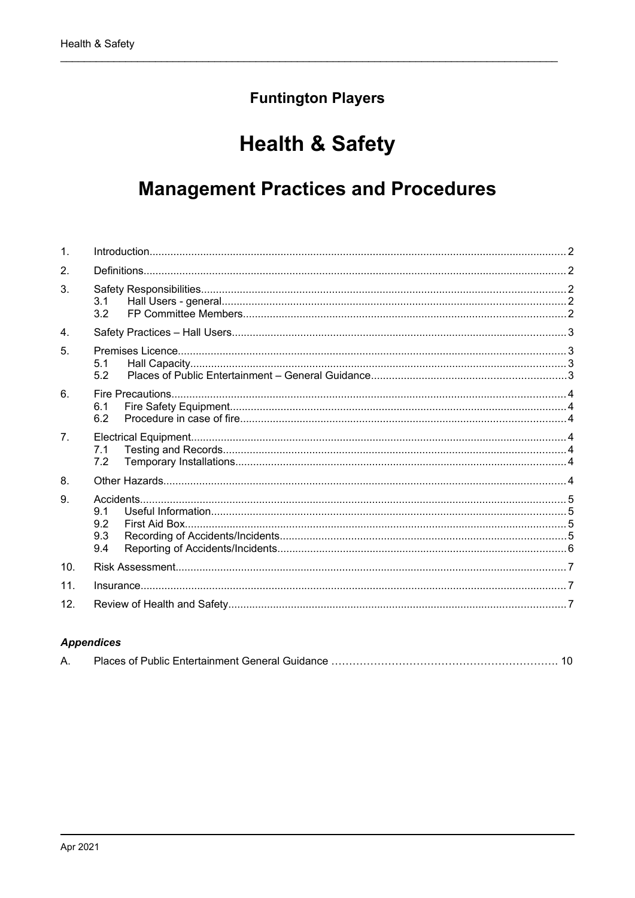**Funtington Players**

# Health & Safety

# Management Practices and Procedures

| | | |
|---|---|---|
| 1. | Introduction | 2 |
| 2. | Definitions | 2 |
| 3. | Safety Responsibilities | 2 |
| | 3.1 Hall Users - general | 2 |
| | 3.2 FP Committee Members | 2 |
| 4. | Safety Practices – Hall Users | 3 |
| 5. | Premises Licence | 3 |
| | 5.1 Hall Capacity | 3 |
| | 5.2 Places of Public Entertainment – General Guidance | 3 |
| 6. | Fire Precautions | 4 |
| | 6.1 Fire Safety Equipment | 4 |
| | 6.2 Procedure in case of fire | 4 |
| 7. | Electrical Equipment | 4 |
| | 7.1 Testing and Records | 4 |
| | 7.2 Temporary Installations | 4 |
| 8. | Other Hazards | 4 |
| 9. | Accidents | 5 |
| | 9.1 Useful Information | 5 |
| | 9.2 First Aid Box | 5 |
| | 9.3 Recording of Accidents/Incidents | 5 |
| | 9.4 Reporting of Accidents/Incidents | 6 |
| 10. | Risk Assessment | 7 |
| 11. | Insurance | 7 |
| 12. | Review of Health and Safety | 7 |

***Appendices***

| | | |
|---|---|---|
| A. | Places of Public Entertainment General Guidance | 10 |

Apr 2021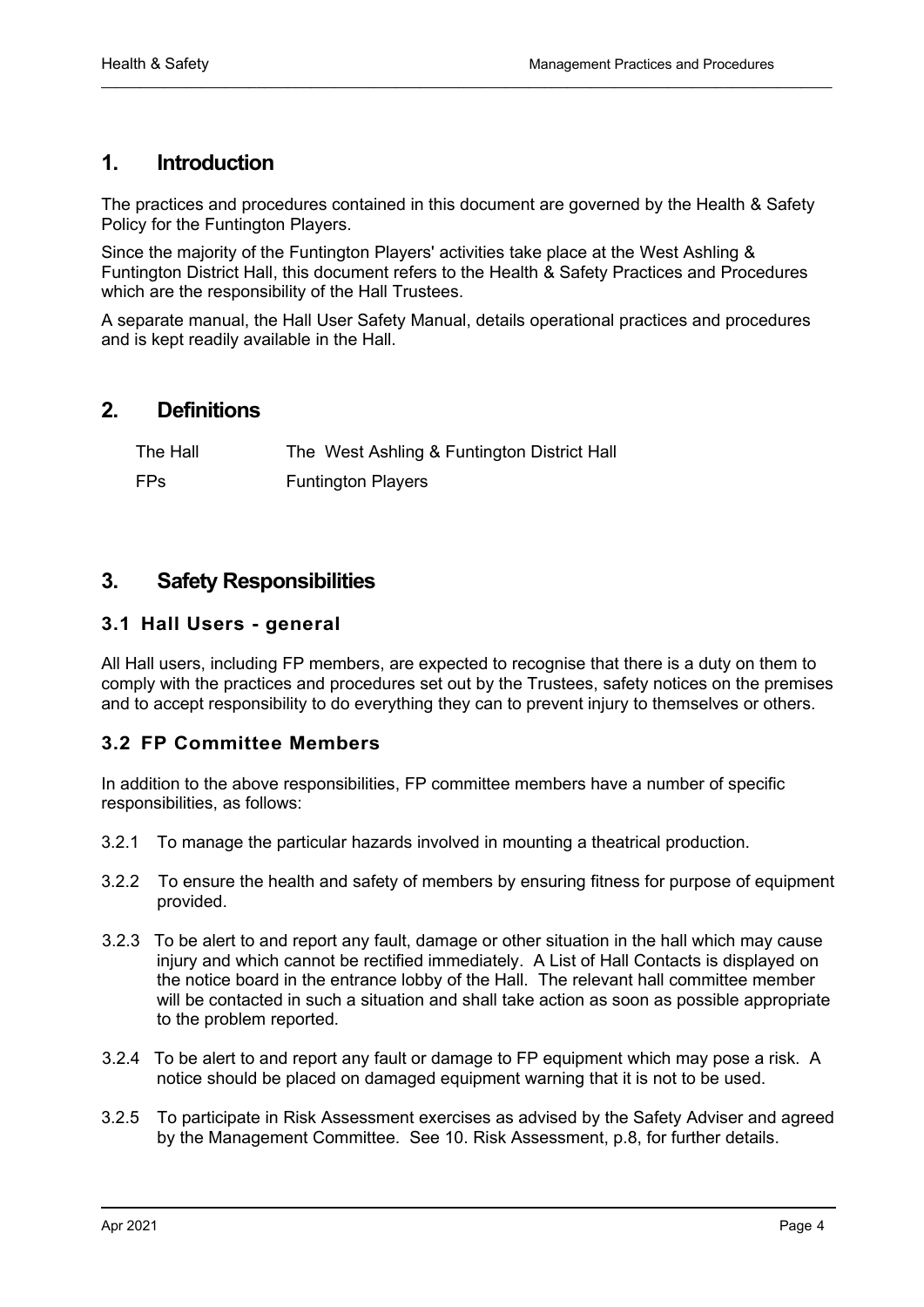## 1. Introduction

The practices and procedures contained in this document are governed by the Health & Safety Policy for the Funtington Players.

Since the majority of the Funtington Players' activities take place at the West Ashling & Funtington District Hall, this document refers to the Health & Safety Practices and Procedures which are the responsibility of the Hall Trustees.

A separate manual, the Hall User Safety Manual, details operational practices and procedures and is kept readily available in the Hall.

## 2. Definitions

| | |
|---|---|
| The Hall | The West Ashling & Funtington District Hall |
| FPs | Funtington Players |

## 3. Safety Responsibilities

### 3.1 Hall Users - general

All Hall users, including FP members, are expected to recognise that there is a duty on them to comply with the practices and procedures set out by the Trustees, safety notices on the premises and to accept responsibility to do everything they can to prevent injury to themselves or others.

### 3.2 FP Committee Members

In addition to the above responsibilities, FP committee members have a number of specific responsibilities, as follows:

3.2.1 To manage the particular hazards involved in mounting a theatrical production.

3.2.2 To ensure the health and safety of members by ensuring fitness for purpose of equipment provided.

3.2.3 To be alert to and report any fault, damage or other situation in the hall which may cause injury and which cannot be rectified immediately. A List of Hall Contacts is displayed on the notice board in the entrance lobby of the Hall. The relevant hall committee member will be contacted in such a situation and shall take action as soon as possible appropriate to the problem reported.

3.2.4 To be alert to and report any fault or damage to FP equipment which may pose a risk. A notice should be placed on damaged equipment warning that it is not to be used.

3.2.5 To participate in Risk Assessment exercises as advised by the Safety Adviser and agreed by the Management Committee. See 10. Risk Assessment, p.8, for further details.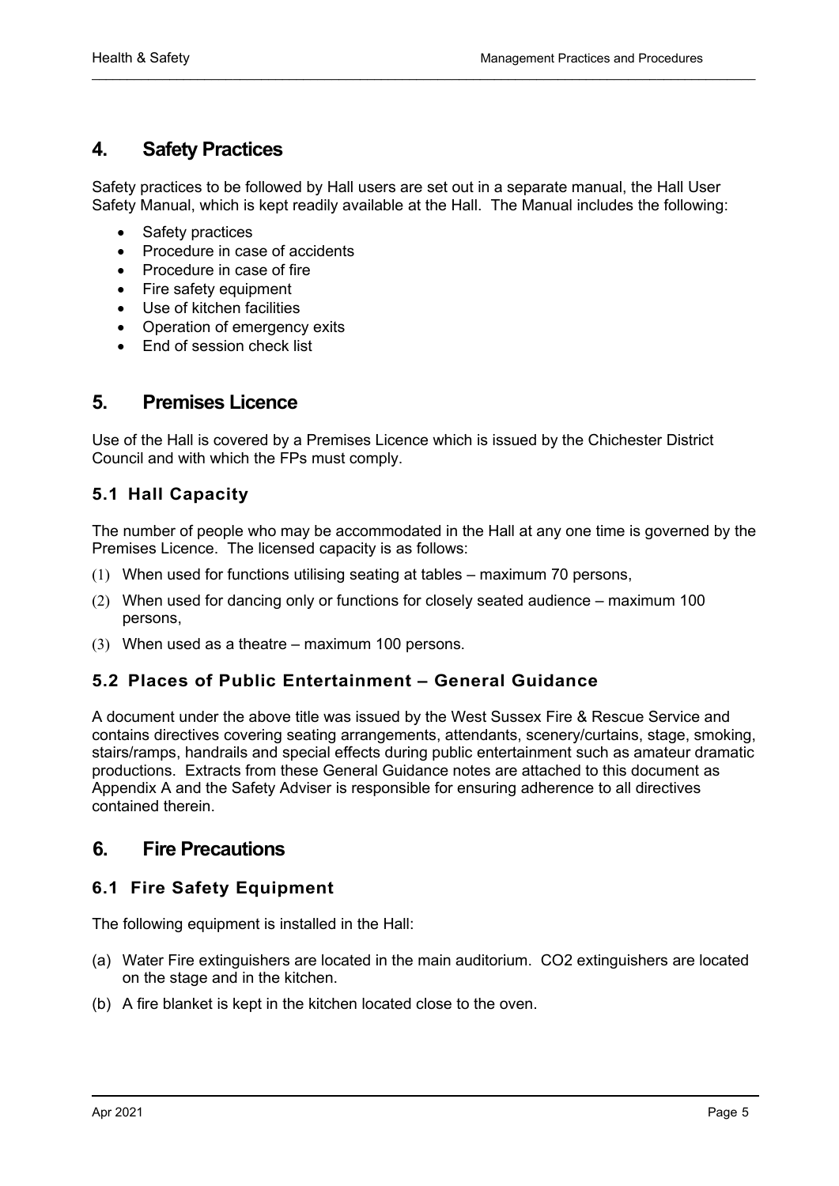## 4. Safety Practices

Safety practices to be followed by Hall users are set out in a separate manual, the Hall User Safety Manual, which is kept readily available at the Hall. The Manual includes the following:

- Safety practices
- Procedure in case of accidents
- Procedure in case of fire
- Fire safety equipment
- Use of kitchen facilities
- Operation of emergency exits
- End of session check list

## 5. Premises Licence

Use of the Hall is covered by a Premises Licence which is issued by the Chichester District Council and with which the FPs must comply.

### 5.1 Hall Capacity

The number of people who may be accommodated in the Hall at any one time is governed by the Premises Licence. The licensed capacity is as follows:

(1) When used for functions utilising seating at tables – maximum 70 persons,

(2) When used for dancing only or functions for closely seated audience – maximum 100 persons,

(3) When used as a theatre – maximum 100 persons.

### 5.2 Places of Public Entertainment – General Guidance

A document under the above title was issued by the West Sussex Fire & Rescue Service and contains directives covering seating arrangements, attendants, scenery/curtains, stage, smoking, stairs/ramps, handrails and special effects during public entertainment such as amateur dramatic productions. Extracts from these General Guidance notes are attached to this document as Appendix A and the Safety Adviser is responsible for ensuring adherence to all directives contained therein.

## 6. Fire Precautions

### 6.1 Fire Safety Equipment

The following equipment is installed in the Hall:

(a) Water Fire extinguishers are located in the main auditorium. $CO_2$ extinguishers are located on the stage and in the kitchen.

(b) A fire blanket is kept in the kitchen located close to the oven.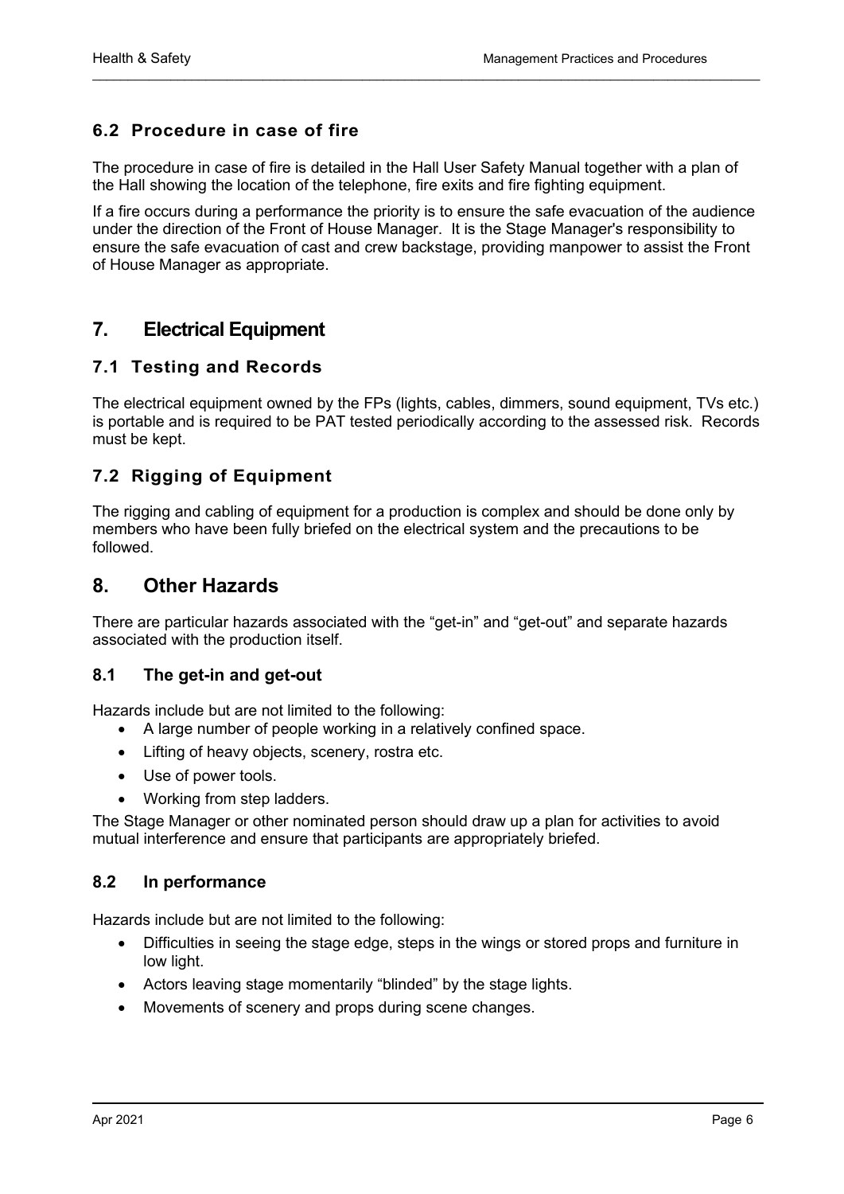### 6.2 Procedure in case of fire

The procedure in case of fire is detailed in the Hall User Safety Manual together with a plan of the Hall showing the location of the telephone, fire exits and fire fighting equipment.

If a fire occurs during a performance the priority is to ensure the safe evacuation of the audience under the direction of the Front of House Manager. It is the Stage Manager's responsibility to ensure the safe evacuation of cast and crew backstage, providing manpower to assist the Front of House Manager as appropriate.

## 7. Electrical Equipment

### 7.1 Testing and Records

The electrical equipment owned by the FPs (lights, cables, dimmers, sound equipment, TVs etc.) is portable and is required to be PAT tested periodically according to the assessed risk. Records must be kept.

### 7.2 Rigging of Equipment

The rigging and cabling of equipment for a production is complex and should be done only by members who have been fully briefed on the electrical system and the precautions to be followed.

## 8. Other Hazards

There are particular hazards associated with the "get-in" and "get-out" and separate hazards associated with the production itself.

### 8.1 The get-in and get-out

Hazards include but are not limited to the following:

- A large number of people working in a relatively confined space.
- Lifting of heavy objects, scenery, rostra etc.
- Use of power tools.
- Working from step ladders.

The Stage Manager or other nominated person should draw up a plan for activities to avoid mutual interference and ensure that participants are appropriately briefed.

### 8.2 In performance

Hazards include but are not limited to the following:

- Difficulties in seeing the stage edge, steps in the wings or stored props and furniture in low light.
- Actors leaving stage momentarily "blinded" by the stage lights.
- Movements of scenery and props during scene changes.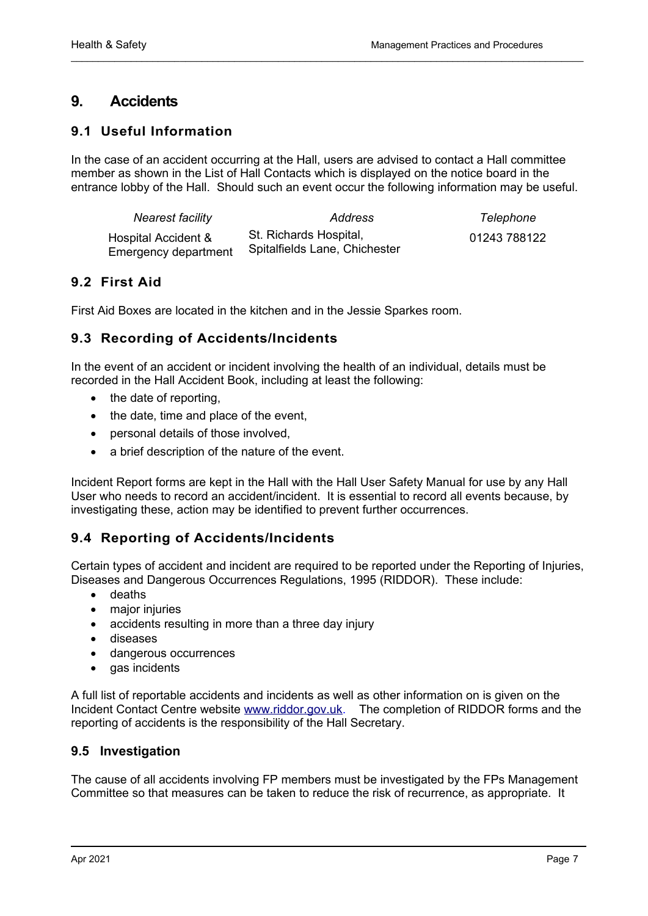## 9. Accidents

### 9.1 Useful Information

In the case of an accident occurring at the Hall, users are advised to contact a Hall committee member as shown in the List of Hall Contacts which is displayed on the notice board in the entrance lobby of the Hall. Should such an event occur the following information may be useful.

| *Nearest facility* | *Address* | *Telephone* |
|---|---|---|
| Hospital Accident & Emergency department | St. Richards Hospital, Spitalfields Lane, Chichester | 01243 788122 |

### 9.2 First Aid

First Aid Boxes are located in the kitchen and in the Jessie Sparkes room.

### 9.3 Recording of Accidents/Incidents

In the event of an accident or incident involving the health of an individual, details must be recorded in the Hall Accident Book, including at least the following:

- the date of reporting,
- the date, time and place of the event,
- personal details of those involved,
- a brief description of the nature of the event.

Incident Report forms are kept in the Hall with the Hall User Safety Manual for use by any Hall User who needs to record an accident/incident. It is essential to record all events because, by investigating these, action may be identified to prevent further occurrences.

### 9.4 Reporting of Accidents/Incidents

Certain types of accident and incident are required to be reported under the Reporting of Injuries, Diseases and Dangerous Occurrences Regulations, 1995 (RIDDOR). These include:

- deaths
- major injuries
- accidents resulting in more than a three day injury
- diseases
- dangerous occurrences
- gas incidents

A full list of reportable accidents and incidents as well as other information on is given on the Incident Contact Centre website www.riddor.gov.uk. The completion of RIDDOR forms and the reporting of accidents is the responsibility of the Hall Secretary.

### 9.5 Investigation

The cause of all accidents involving FP members must be investigated by the FPs Management Committee so that measures can be taken to reduce the risk of recurrence, as appropriate. It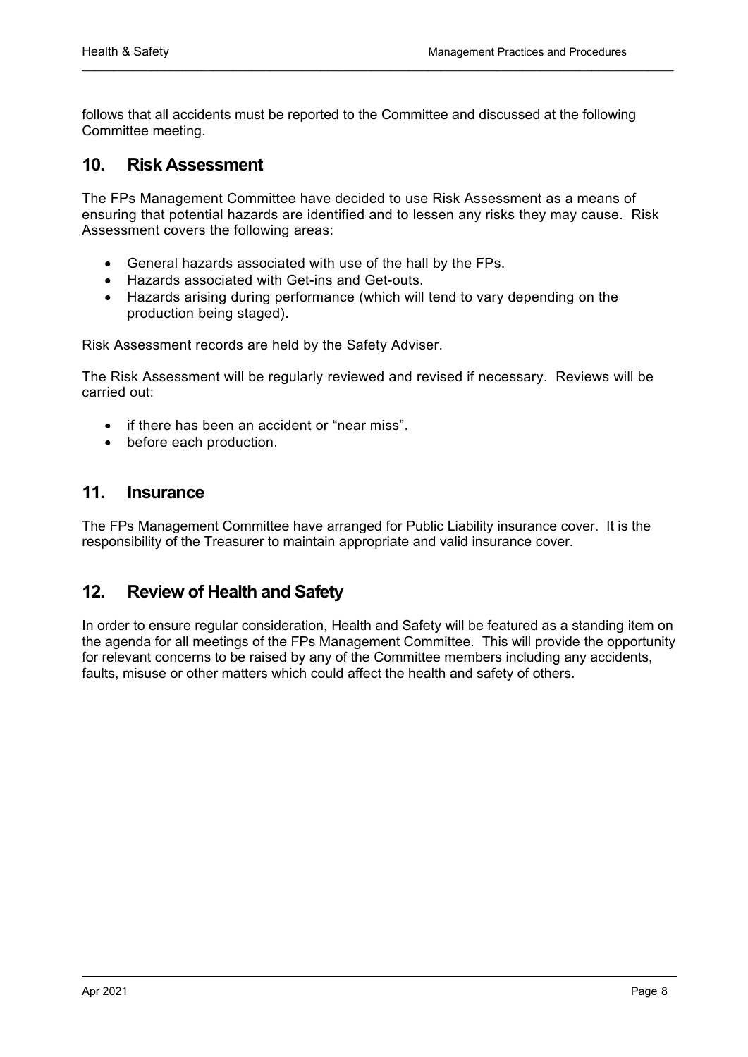follows that all accidents must be reported to the Committee and discussed at the following Committee meeting.

## 10. Risk Assessment

The FPs Management Committee have decided to use Risk Assessment as a means of ensuring that potential hazards are identified and to lessen any risks they may cause. Risk Assessment covers the following areas:

- General hazards associated with use of the hall by the FPs.
- Hazards associated with Get-ins and Get-outs.
- Hazards arising during performance (which will tend to vary depending on the production being staged).

Risk Assessment records are held by the Safety Adviser.

The Risk Assessment will be regularly reviewed and revised if necessary. Reviews will be carried out:

- if there has been an accident or "near miss".
- before each production.

## 11. Insurance

The FPs Management Committee have arranged for Public Liability insurance cover. It is the responsibility of the Treasurer to maintain appropriate and valid insurance cover.

## 12. Review of Health and Safety

In order to ensure regular consideration, Health and Safety will be featured as a standing item on the agenda for all meetings of the FPs Management Committee. This will provide the opportunity for relevant concerns to be raised by any of the Committee members including any accidents, faults, misuse or other matters which could affect the health and safety of others.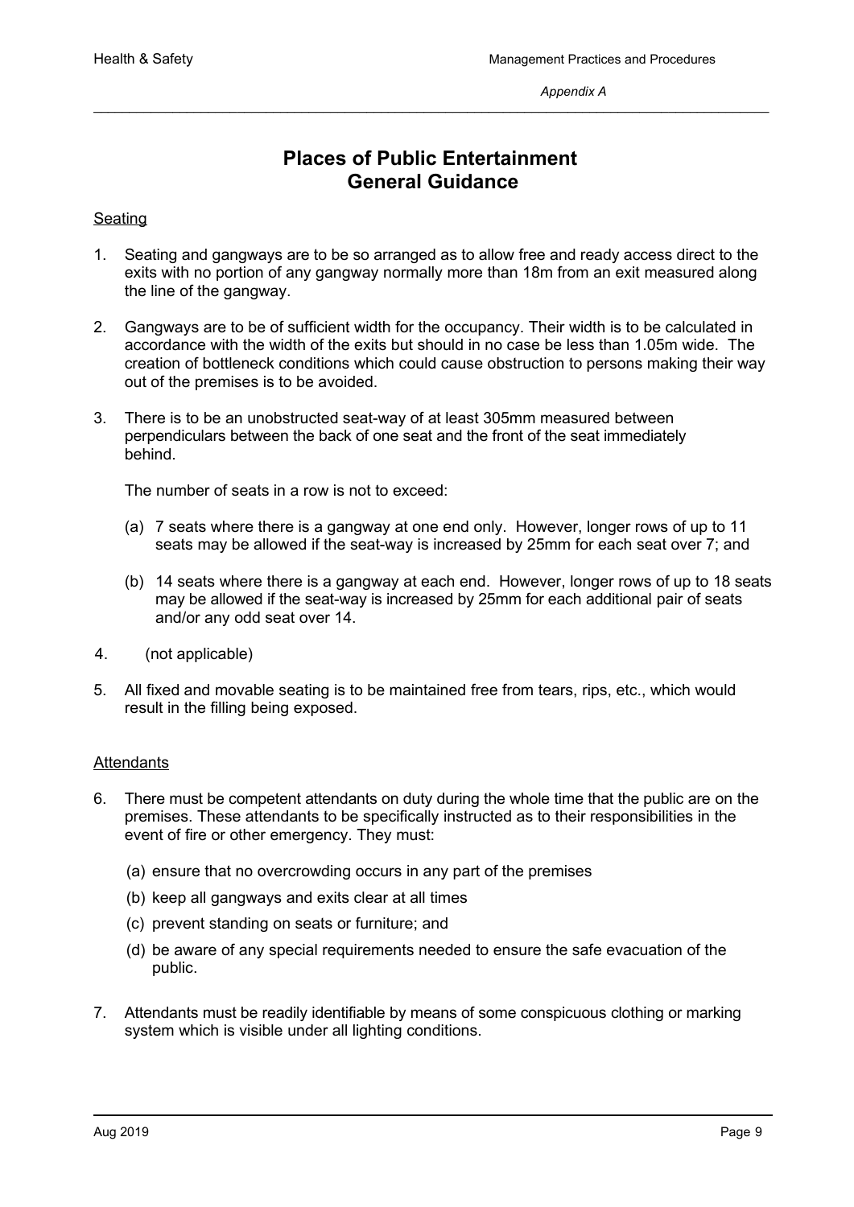*Appendix A*

# Places of Public Entertainment General Guidance

<u>Seating</u>

1. Seating and gangways are to be so arranged as to allow free and ready access direct to the exits with no portion of any gangway normally more than 18m from an exit measured along the line of the gangway.

2. Gangways are to be of sufficient width for the occupancy. Their width is to be calculated in accordance with the width of the exits but should in no case be less than 1.05m wide. The creation of bottleneck conditions which could cause obstruction to persons making their way out of the premises is to be avoided.

3. There is to be an unobstructed seat-way of at least 305mm measured between perpendiculars between the back of one seat and the front of the seat immediately behind.

   The number of seats in a row is not to exceed:

   (a) 7 seats where there is a gangway at one end only. However, longer rows of up to 11 seats may be allowed if the seat-way is increased by 25mm for each seat over 7; and

   (b) 14 seats where there is a gangway at each end. However, longer rows of up to 18 seats may be allowed if the seat-way is increased by 25mm for each additional pair of seats and/or any odd seat over 14.

4. (not applicable)

5. All fixed and movable seating is to be maintained free from tears, rips, etc., which would result in the filling being exposed.

<u>Attendants</u>

6. There must be competent attendants on duty during the whole time that the public are on the premises. These attendants to be specifically instructed as to their responsibilities in the event of fire or other emergency. They must:

   (a) ensure that no overcrowding occurs in any part of the premises

   (b) keep all gangways and exits clear at all times

   (c) prevent standing on seats or furniture; and

   (d) be aware of any special requirements needed to ensure the safe evacuation of the public.

7. Attendants must be readily identifiable by means of some conspicuous clothing or marking system which is visible under all lighting conditions.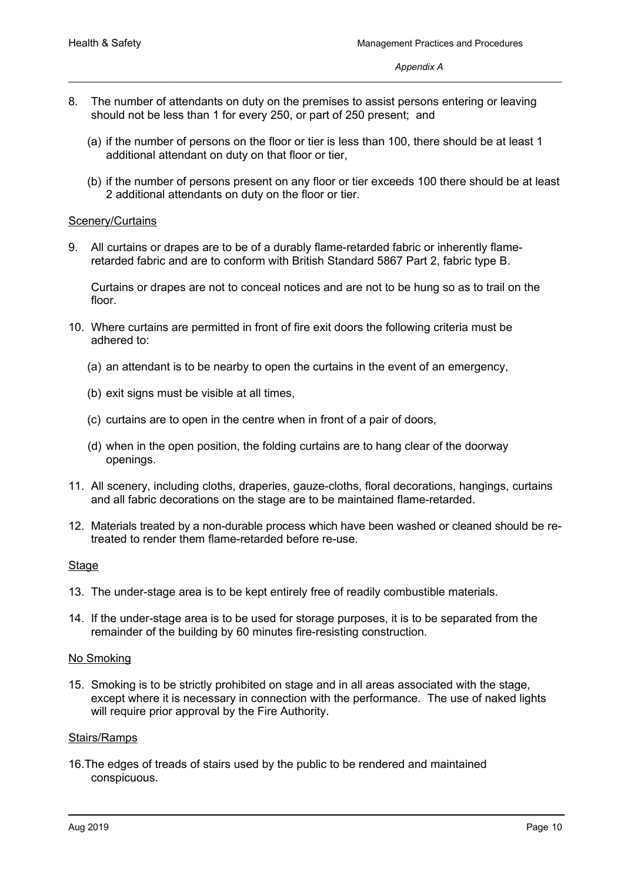8. The number of attendants on duty on the premises to assist persons entering or leaving should not be less than 1 for every 250, or part of 250 present; and

   (a) if the number of persons on the floor or tier is less than 100, there should be at least 1 additional attendant on duty on that floor or tier,

   (b) if the number of persons present on any floor or tier exceeds 100 there should be at least 2 additional attendants on duty on the floor or tier.

<u>Scenery/Curtains</u>

9. All curtains or drapes are to be of a durably flame-retarded fabric or inherently flame-retarded fabric and are to conform with British Standard 5867 Part 2, fabric type B.

   Curtains or drapes are not to conceal notices and are not to be hung so as to trail on the floor.

10. Where curtains are permitted in front of fire exit doors the following criteria must be adhered to:

    (a) an attendant is to be nearby to open the curtains in the event of an emergency,

    (b) exit signs must be visible at all times,

    (c) curtains are to open in the centre when in front of a pair of doors,

    (d) when in the open position, the folding curtains are to hang clear of the doorway openings.

11. All scenery, including cloths, draperies, gauze-cloths, floral decorations, hangings, curtains and all fabric decorations on the stage are to be maintained flame-retarded.

12. Materials treated by a non-durable process which have been washed or cleaned should be re-treated to render them flame-retarded before re-use.

<u>Stage</u>

13. The under-stage area is to be kept entirely free of readily combustible materials.

14. If the under-stage area is to be used for storage purposes, it is to be separated from the remainder of the building by 60 minutes fire-resisting construction.

<u>No Smoking</u>

15. Smoking is to be strictly prohibited on stage and in all areas associated with the stage, except where it is necessary in connection with the performance. The use of naked lights will require prior approval by the Fire Authority.

<u>Stairs/Ramps</u>

16. The edges of treads of stairs used by the public to be rendered and maintained conspicuous.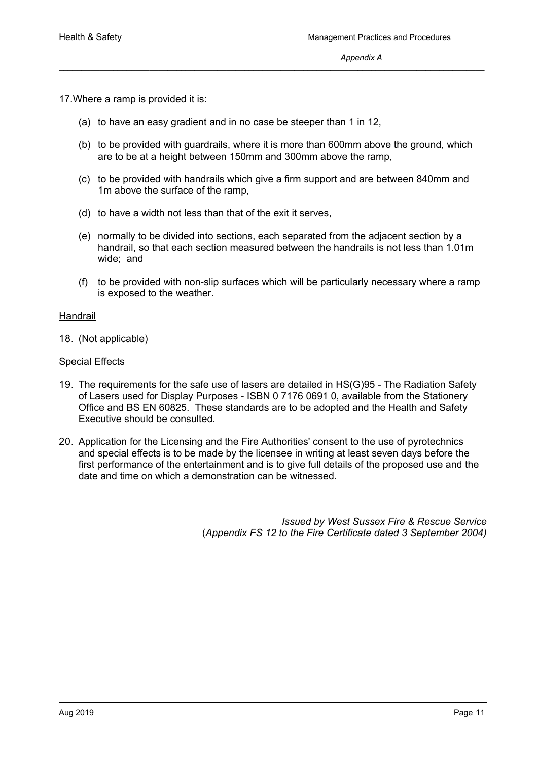17. Where a ramp is provided it is:

(a) to have an easy gradient and in no case be steeper than 1 in 12,

(b) to be provided with guardrails, where it is more than 600mm above the ground, which are to be at a height between 150mm and 300mm above the ramp,

(c) to be provided with handrails which give a firm support and are between 840mm and 1m above the surface of the ramp,

(d) to have a width not less than that of the exit it serves,

(e) normally to be divided into sections, each separated from the adjacent section by a handrail, so that each section measured between the handrails is not less than 1.01m wide; and

(f) to be provided with non-slip surfaces which will be particularly necessary where a ramp is exposed to the weather.

Handrail

18. (Not applicable)

Special Effects

19. The requirements for the safe use of lasers are detailed in HS(G)95 - The Radiation Safety of Lasers used for Display Purposes - ISBN 0 7176 0691 0, available from the Stationery Office and BS EN 60825. These standards are to be adopted and the Health and Safety Executive should be consulted.

20. Application for the Licensing and the Fire Authorities' consent to the use of pyrotechnics and special effects is to be made by the licensee in writing at least seven days before the first performance of the entertainment and is to give full details of the proposed use and the date and time on which a demonstration can be witnessed.

*Issued by West Sussex Fire & Rescue Service*
*(Appendix FS 12 to the Fire Certificate dated 3 September 2004)*